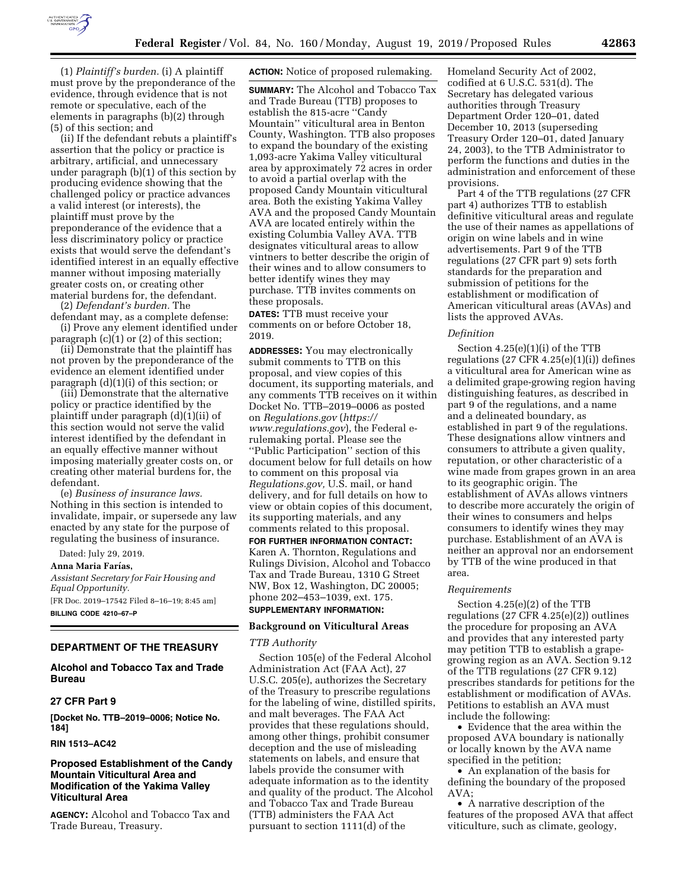(1) *Plaintiff's burden.* (i) A plaintiff must prove by the preponderance of the evidence, through evidence that is not remote or speculative, each of the elements in paragraphs (b)(2) through (5) of this section; and

(ii) If the defendant rebuts a plaintiff's assertion that the policy or practice is arbitrary, artificial, and unnecessary under paragraph (b)(1) of this section by producing evidence showing that the challenged policy or practice advances a valid interest (or interests), the plaintiff must prove by the preponderance of the evidence that a less discriminatory policy or practice exists that would serve the defendant's identified interest in an equally effective manner without imposing materially greater costs on, or creating other material burdens for, the defendant.

(2) *Defendant's burden.* The defendant may, as a complete defense:

(i) Prove any element identified under paragraph (c)(1) or (2) of this section;

(ii) Demonstrate that the plaintiff has not proven by the preponderance of the evidence an element identified under paragraph (d)(1)(i) of this section; or

(iii) Demonstrate that the alternative policy or practice identified by the plaintiff under paragraph (d)(1)(ii) of this section would not serve the valid interest identified by the defendant in an equally effective manner without imposing materially greater costs on, or creating other material burdens for, the defendant.

(e) *Business of insurance laws.* Nothing in this section is intended to invalidate, impair, or supersede any law enacted by any state for the purpose of regulating the business of insurance.

Dated: July 29, 2019.

**Anna Maria Farías,**

*Assistant Secretary for Fair Housing and Equal Opportunity.*

[FR Doc. 2019–17542 Filed 8–16–19; 8:45 am]

**BILLING CODE 4210–67–P**

## DEPARTMENT OF THE TREASURY

### Alcohol and Tobacco Tax and Trade Bureau

### 27 CFR Part 9

**[Docket No. TTB–2019–0006; Notice No. 184]**

**RIN 1513–AC42**

### Proposed Establishment of the Candy Mountain Viticultural Area and Modification of the Yakima Valley Viticultural Area

**AGENCY:** Alcohol and Tobacco Tax and Trade Bureau, Treasury.

**ACTION:** Notice of proposed rulemaking.

**SUMMARY:** The Alcohol and Tobacco Tax and Trade Bureau (TTB) proposes to establish the 815-acre "Candy Mountain" viticultural area in Benton County, Washington. TTB also proposes to expand the boundary of the existing 1,093-acre Yakima Valley viticultural area by approximately 72 acres in order to avoid a partial overlap with the proposed Candy Mountain viticultural area. Both the existing Yakima Valley AVA and the proposed Candy Mountain AVA are located entirely within the existing Columbia Valley AVA. TTB designates viticultural areas to allow vintners to better describe the origin of their wines and to allow consumers to better identify wines they may purchase. TTB invites comments on these proposals.

**DATES:** TTB must receive your comments on or before October 18, 2019.

**ADDRESSES:** You may electronically submit comments to TTB on this proposal, and view copies of this document, its supporting materials, and any comments TTB receives on it within Docket No. TTB–2019–0006 as posted on *Regulations.gov* (*https://www.regulations.gov*), the Federal e-rulemaking portal. Please see the "Public Participation" section of this document below for full details on how to comment on this proposal via *Regulations.gov,* U.S. mail, or hand delivery, and for full details on how to view or obtain copies of this document, its supporting materials, and any comments related to this proposal.

**FOR FURTHER INFORMATION CONTACT:** Karen A. Thornton, Regulations and Rulings Division, Alcohol and Tobacco Tax and Trade Bureau, 1310 G Street NW, Box 12, Washington, DC 20005; phone 202–453–1039, ext. 175.

**SUPPLEMENTARY INFORMATION:**

#### Background on Viticultural Areas

*TTB Authority*

Section 105(e) of the Federal Alcohol Administration Act (FAA Act), 27 U.S.C. 205(e), authorizes the Secretary of the Treasury to prescribe regulations for the labeling of wine, distilled spirits, and malt beverages. The FAA Act provides that these regulations should, among other things, prohibit consumer deception and the use of misleading statements on labels, and ensure that labels provide the consumer with adequate information as to the identity and quality of the product. The Alcohol and Tobacco Tax and Trade Bureau (TTB) administers the FAA Act pursuant to section 1111(d) of the Homeland Security Act of 2002, codified at 6 U.S.C. 531(d). The Secretary has delegated various authorities through Treasury Department Order 120–01, dated December 10, 2013 (superseding Treasury Order 120–01, dated January 24, 2003), to the TTB Administrator to perform the functions and duties in the administration and enforcement of these provisions.

Part 4 of the TTB regulations (27 CFR part 4) authorizes TTB to establish definitive viticultural areas and regulate the use of their names as appellations of origin on wine labels and in wine advertisements. Part 9 of the TTB regulations (27 CFR part 9) sets forth standards for the preparation and submission of petitions for the establishment or modification of American viticultural areas (AVAs) and lists the approved AVAs.

*Definition*

Section 4.25(e)(1)(i) of the TTB regulations (27 CFR 4.25(e)(1)(i)) defines a viticultural area for American wine as a delimited grape-growing region having distinguishing features, as described in part 9 of the regulations, and a name and a delineated boundary, as established in part 9 of the regulations. These designations allow vintners and consumers to attribute a given quality, reputation, or other characteristic of a wine made from grapes grown in an area to its geographic origin. The establishment of AVAs allows vintners to describe more accurately the origin of their wines to consumers and helps consumers to identify wines they may purchase. Establishment of an AVA is neither an approval nor an endorsement by TTB of the wine produced in that area.

*Requirements*

Section 4.25(e)(2) of the TTB regulations (27 CFR 4.25(e)(2)) outlines the procedure for proposing an AVA and provides that any interested party may petition TTB to establish a grape-growing region as an AVA. Section 9.12 of the TTB regulations (27 CFR 9.12) prescribes standards for petitions for the establishment or modification of AVAs. Petitions to establish an AVA must include the following:

- Evidence that the area within the proposed AVA boundary is nationally or locally known by the AVA name specified in the petition;
- An explanation of the basis for defining the boundary of the proposed AVA;
- A narrative description of the features of the proposed AVA that affect viticulture, such as climate, geology,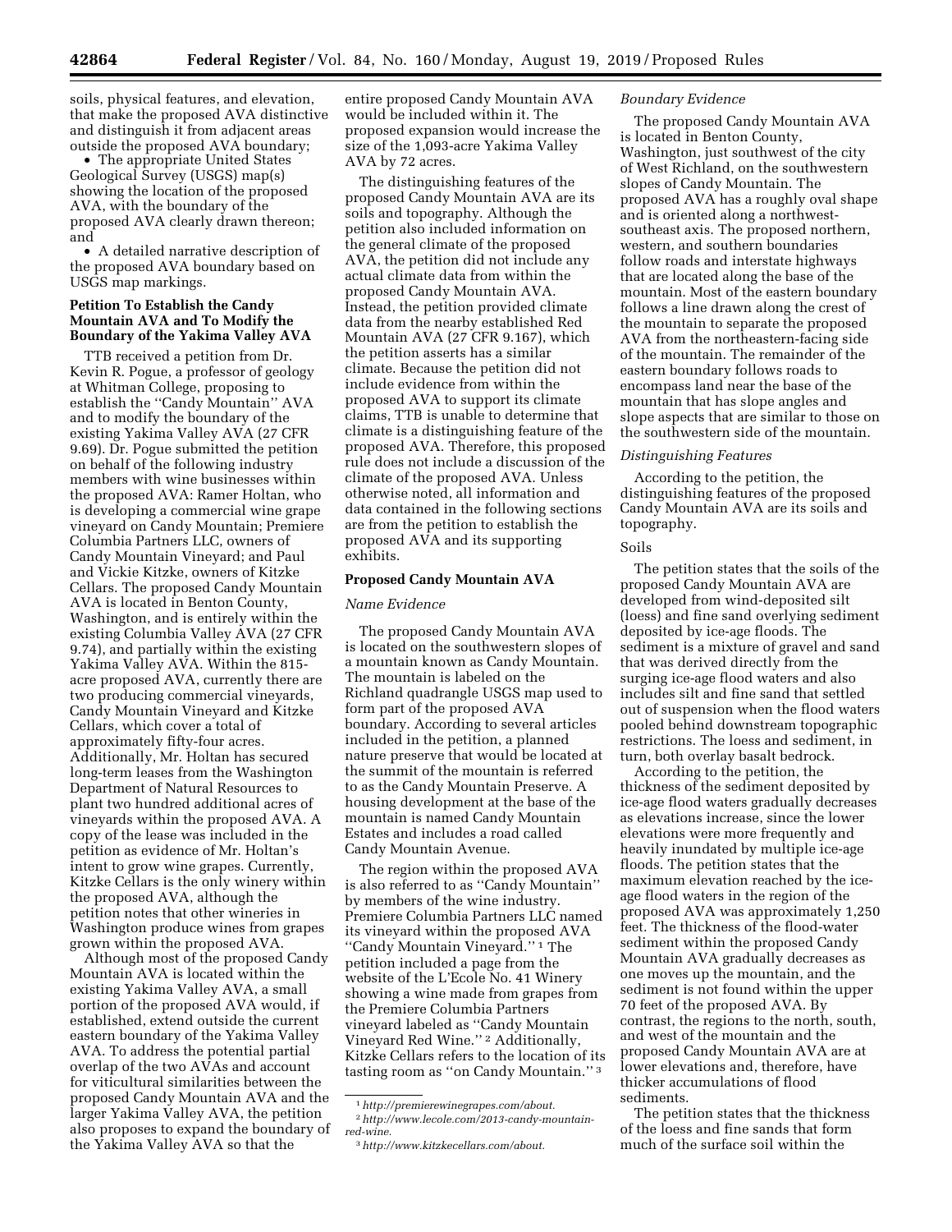soils, physical features, and elevation, that make the proposed AVA distinctive and distinguish it from adjacent areas outside the proposed AVA boundary;

- The appropriate United States Geological Survey (USGS) map(s) showing the location of the proposed AVA, with the boundary of the proposed AVA clearly drawn thereon; and
- A detailed narrative description of the proposed AVA boundary based on USGS map markings.

### Petition To Establish the Candy Mountain AVA and To Modify the Boundary of the Yakima Valley AVA

TTB received a petition from Dr. Kevin R. Pogue, a professor of geology at Whitman College, proposing to establish the ''Candy Mountain'' AVA and to modify the boundary of the existing Yakima Valley AVA (27 CFR 9.69). Dr. Pogue submitted the petition on behalf of the following industry members with wine businesses within the proposed AVA: Ramer Holtan, who is developing a commercial wine grape vineyard on Candy Mountain; Premiere Columbia Partners LLC, owners of Candy Mountain Vineyard; and Paul and Vickie Kitzke, owners of Kitzke Cellars. The proposed Candy Mountain AVA is located in Benton County, Washington, and is entirely within the existing Columbia Valley AVA (27 CFR 9.74), and partially within the existing Yakima Valley AVA. Within the 815-acre proposed AVA, currently there are two producing commercial vineyards, Candy Mountain Vineyard and Kitzke Cellars, which cover a total of approximately fifty-four acres. Additionally, Mr. Holtan has secured long-term leases from the Washington Department of Natural Resources to plant two hundred additional acres of vineyards within the proposed AVA. A copy of the lease was included in the petition as evidence of Mr. Holtan's intent to grow wine grapes. Currently, Kitzke Cellars is the only winery within the proposed AVA, although the petition notes that other wineries in Washington produce wines from grapes grown within the proposed AVA.

Although most of the proposed Candy Mountain AVA is located within the existing Yakima Valley AVA, a small portion of the proposed AVA would, if established, extend outside the current eastern boundary of the Yakima Valley AVA. To address the potential partial overlap of the two AVAs and account for viticultural similarities between the proposed Candy Mountain AVA and the larger Yakima Valley AVA, the petition also proposes to expand the boundary of the Yakima Valley AVA so that the entire proposed Candy Mountain AVA would be included within it. The proposed expansion would increase the size of the 1,093-acre Yakima Valley AVA by 72 acres.

The distinguishing features of the proposed Candy Mountain AVA are its soils and topography. Although the petition also included information on the general climate of the proposed AVA, the petition did not include any actual climate data from within the proposed Candy Mountain AVA. Instead, the petition provided climate data from the nearby established Red Mountain AVA (27 CFR 9.167), which the petition asserts has a similar climate. Because the petition did not include evidence from within the proposed AVA to support its climate claims, TTB is unable to determine that climate is a distinguishing feature of the proposed AVA. Therefore, this proposed rule does not include a discussion of the climate of the proposed AVA. Unless otherwise noted, all information and data contained in the following sections are from the petition to establish the proposed AVA and its supporting exhibits.

### Proposed Candy Mountain AVA

#### *Name Evidence*

The proposed Candy Mountain AVA is located on the southwestern slopes of a mountain known as Candy Mountain. The mountain is labeled on the Richland quadrangle USGS map used to form part of the proposed AVA boundary. According to several articles included in the petition, a planned nature preserve that would be located at the summit of the mountain is referred to as the Candy Mountain Preserve. A housing development at the base of the mountain is named Candy Mountain Estates and includes a road called Candy Mountain Avenue.

The region within the proposed AVA is also referred to as ''Candy Mountain'' by members of the wine industry. Premiere Columbia Partners LLC named its vineyard within the proposed AVA ''Candy Mountain Vineyard.'' [1] The petition included a page from the website of the L'Ecole No. 41 Winery showing a wine made from grapes from the Premiere Columbia Partners vineyard labeled as ''Candy Mountain Vineyard Red Wine.'' [2] Additionally, Kitzke Cellars refers to the location of its tasting room as ''on Candy Mountain.'' [3]

#### *Boundary Evidence*

The proposed Candy Mountain AVA is located in Benton County, Washington, just southwest of the city of West Richland, on the southwestern slopes of Candy Mountain. The proposed AVA has a roughly oval shape and is oriented along a northwest-southeast axis. The proposed northern, western, and southern boundaries follow roads and interstate highways that are located along the base of the mountain. Most of the eastern boundary follows a line drawn along the crest of the mountain to separate the proposed AVA from the northeastern-facing side of the mountain. The remainder of the eastern boundary follows roads to encompass land near the base of the mountain that has slope angles and slope aspects that are similar to those on the southwestern side of the mountain.

#### *Distinguishing Features*

According to the petition, the distinguishing features of the proposed Candy Mountain AVA are its soils and topography.

##### Soils

The petition states that the soils of the proposed Candy Mountain AVA are developed from wind-deposited silt (loess) and fine sand overlying sediment deposited by ice-age floods. The sediment is a mixture of gravel and sand that was derived directly from the surging ice-age flood waters and also includes silt and fine sand that settled out of suspension when the flood waters pooled behind downstream topographic restrictions. The loess and sediment, in turn, both overlay basalt bedrock.

According to the petition, the thickness of the sediment deposited by ice-age flood waters gradually decreases as elevations increase, since the lower elevations were more frequently and heavily inundated by multiple ice-age floods. The petition states that the maximum elevation reached by the ice-age flood waters in the region of the proposed AVA was approximately 1,250 feet. The thickness of the flood-water sediment within the proposed Candy Mountain AVA gradually decreases as one moves up the mountain, and the sediment is not found within the upper 70 feet of the proposed AVA. By contrast, the regions to the north, south, and west of the mountain and the proposed Candy Mountain AVA are at lower elevations and, therefore, have thicker accumulations of flood sediments.

The petition states that the thickness of the loess and fine sands that form much of the surface soil within the

[1] *http://premierewinegrapes.com/about.*

[2] *http://www.lecole.com/2013-candy-mountain-red-wine.*

[3] *http://www.kitzkecellars.com/about.*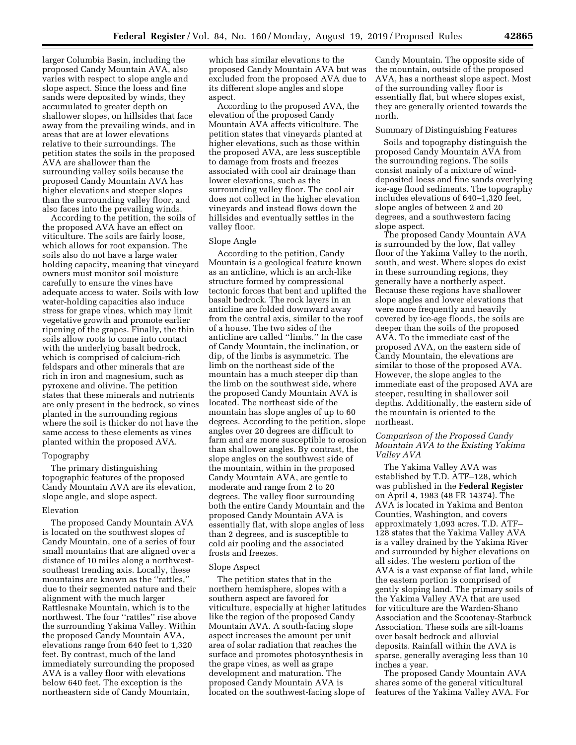larger Columbia Basin, including the proposed Candy Mountain AVA, also varies with respect to slope angle and slope aspect. Since the loess and fine sands were deposited by winds, they accumulated to greater depth on shallower slopes, on hillsides that face away from the prevailing winds, and in areas that are at lower elevations relative to their surroundings. The petition states the soils in the proposed AVA are shallower than the surrounding valley soils because the proposed Candy Mountain AVA has higher elevations and steeper slopes than the surrounding valley floor, and also faces into the prevailing winds.

According to the petition, the soils of the proposed AVA have an effect on viticulture. The soils are fairly loose, which allows for root expansion. The soils also do not have a large water holding capacity, meaning that vineyard owners must monitor soil moisture carefully to ensure the vines have adequate access to water. Soils with low water-holding capacities also induce stress for grape vines, which may limit vegetative growth and promote earlier ripening of the grapes. Finally, the thin soils allow roots to come into contact with the underlying basalt bedrock, which is comprised of calcium-rich feldspars and other minerals that are rich in iron and magnesium, such as pyroxene and olivine. The petition states that these minerals and nutrients are only present in the bedrock, so vines planted in the surrounding regions where the soil is thicker do not have the same access to these elements as vines planted within the proposed AVA.

### Topography

The primary distinguishing topographic features of the proposed Candy Mountain AVA are its elevation, slope angle, and slope aspect.

#### Elevation

The proposed Candy Mountain AVA is located on the southwest slopes of Candy Mountain, one of a series of four small mountains that are aligned over a distance of 10 miles along a northwest-southeast trending axis. Locally, these mountains are known as the "rattles," due to their segmented nature and their alignment with the much larger Rattlesnake Mountain, which is to the northwest. The four "rattles" rise above the surrounding Yakima Valley. Within the proposed Candy Mountain AVA, elevations range from 640 feet to 1,320 feet. By contrast, much of the land immediately surrounding the proposed AVA is a valley floor with elevations below 640 feet. The exception is the northeastern side of Candy Mountain, which has similar elevations to the proposed Candy Mountain AVA but was excluded from the proposed AVA due to its different slope angles and slope aspect.

According to the proposed AVA, the elevation of the proposed Candy Mountain AVA affects viticulture. The petition states that vineyards planted at higher elevations, such as those within the proposed AVA, are less susceptible to damage from frosts and freezes associated with cool air drainage than lower elevations, such as the surrounding valley floor. The cool air does not collect in the higher elevation vineyards and instead flows down the hillsides and eventually settles in the valley floor.

#### Slope Angle

According to the petition, Candy Mountain is a geological feature known as an anticline, which is an arch-like structure formed by compressional tectonic forces that bent and uplifted the basalt bedrock. The rock layers in an anticline are folded downward away from the central axis, similar to the roof of a house. The two sides of the anticline are called "limbs." In the case of Candy Mountain, the inclination, or dip, of the limbs is asymmetric. The limb on the northeast side of the mountain has a much steeper dip than the limb on the southwest side, where the proposed Candy Mountain AVA is located. The northeast side of the mountain has slope angles of up to 60 degrees. According to the petition, slope angles over 20 degrees are difficult to farm and are more susceptible to erosion than shallower angles. By contrast, the slope angles on the southwest side of the mountain, within in the proposed Candy Mountain AVA, are gentle to moderate and range from 2 to 20 degrees. The valley floor surrounding both the entire Candy Mountain and the proposed Candy Mountain AVA is essentially flat, with slope angles of less than 2 degrees, and is susceptible to cold air pooling and the associated frosts and freezes.

#### Slope Aspect

The petition states that in the northern hemisphere, slopes with a southern aspect are favored for viticulture, especially at higher latitudes like the region of the proposed Candy Mountain AVA. A south-facing slope aspect increases the amount per unit area of solar radiation that reaches the surface and promotes photosynthesis in the grape vines, as well as grape development and maturation. The proposed Candy Mountain AVA is located on the southwest-facing slope of Candy Mountain. The opposite side of the mountain, outside of the proposed AVA, has a northeast slope aspect. Most of the surrounding valley floor is essentially flat, but where slopes exist, they are generally oriented towards the north.

### Summary of Distinguishing Features

Soils and topography distinguish the proposed Candy Mountain AVA from the surrounding regions. The soils consist mainly of a mixture of wind-deposited loess and fine sands overlying ice-age flood sediments. The topography includes elevations of 640–1,320 feet, slope angles of between 2 and 20 degrees, and a southwestern facing slope aspect.

The proposed Candy Mountain AVA is surrounded by the low, flat valley floor of the Yakima Valley to the north, south, and west. Where slopes do exist in these surrounding regions, they generally have a northerly aspect. Because these regions have shallower slope angles and lower elevations that were more frequently and heavily covered by ice-age floods, the soils are deeper than the soils of the proposed AVA. To the immediate east of the proposed AVA, on the eastern side of Candy Mountain, the elevations are similar to those of the proposed AVA. However, the slope angles to the immediate east of the proposed AVA are steeper, resulting in shallower soil depths. Additionally, the eastern side of the mountain is oriented to the northeast.

### *Comparison of the Proposed Candy Mountain AVA to the Existing Yakima Valley AVA*

The Yakima Valley AVA was established by T.D. ATF–128, which was published in the **Federal Register** on April 4, 1983 (48 FR 14374). The AVA is located in Yakima and Benton Counties, Washington, and covers approximately 1,093 acres. T.D. ATF–128 states that the Yakima Valley AVA is a valley drained by the Yakima River and surrounded by higher elevations on all sides. The western portion of the AVA is a vast expanse of flat land, while the eastern portion is comprised of gently sloping land. The primary soils of the Yakima Valley AVA that are used for viticulture are the Warden-Shano Association and the Scootenay-Starbuck Association. These soils are silt-loams over basalt bedrock and alluvial deposits. Rainfall within the AVA is sparse, generally averaging less than 10 inches a year.

The proposed Candy Mountain AVA shares some of the general viticultural features of the Yakima Valley AVA. For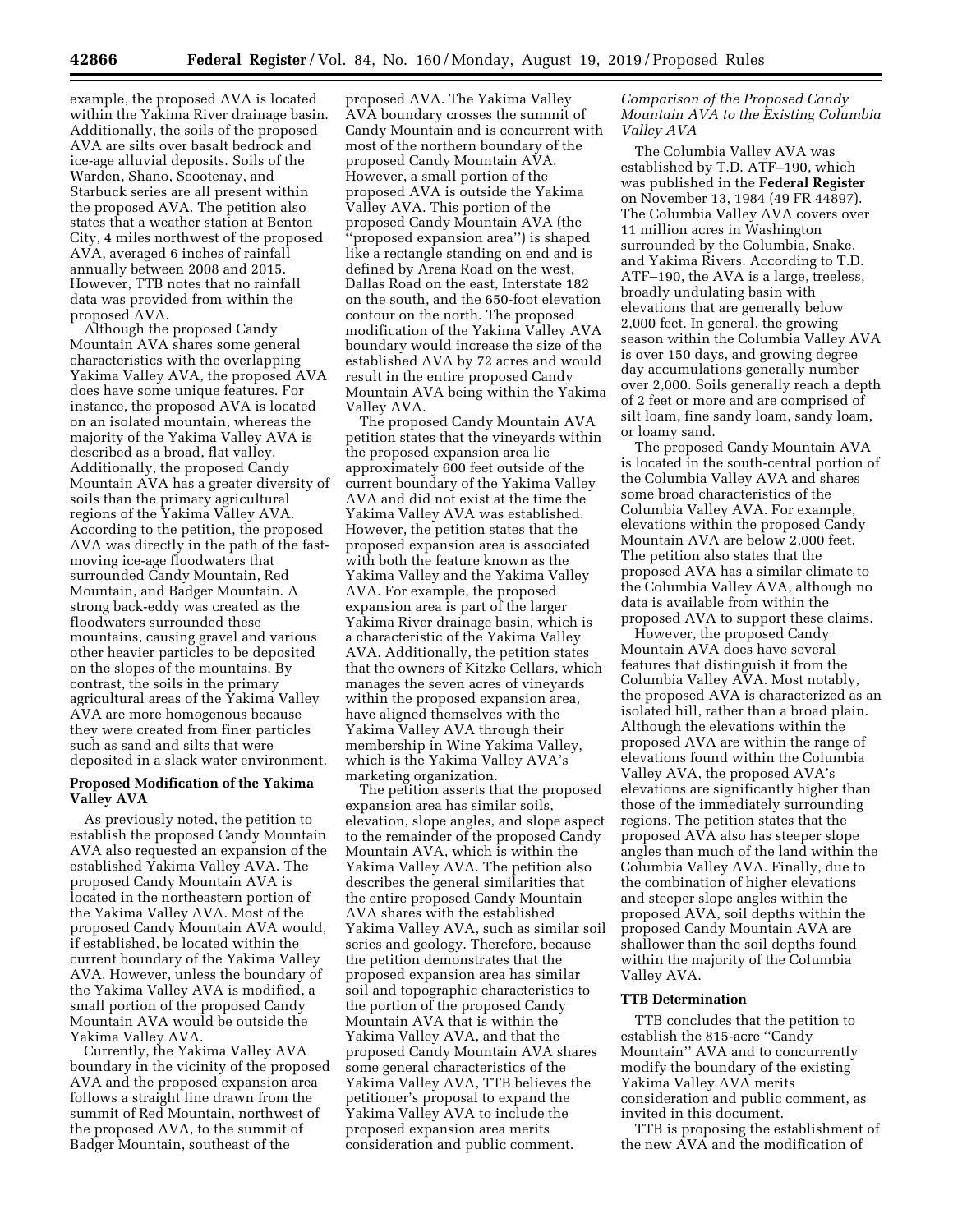example, the proposed AVA is located within the Yakima River drainage basin. Additionally, the soils of the proposed AVA are silts over basalt bedrock and ice-age alluvial deposits. Soils of the Warden, Shano, Scootenay, and Starbuck series are all present within the proposed AVA. The petition also states that a weather station at Benton City, 4 miles northwest of the proposed AVA, averaged 6 inches of rainfall annually between 2008 and 2015. However, TTB notes that no rainfall data was provided from within the proposed AVA.

Although the proposed Candy Mountain AVA shares some general characteristics with the overlapping Yakima Valley AVA, the proposed AVA does have some unique features. For instance, the proposed AVA is located on an isolated mountain, whereas the majority of the Yakima Valley AVA is described as a broad, flat valley. Additionally, the proposed Candy Mountain AVA has a greater diversity of soils than the primary agricultural regions of the Yakima Valley AVA. According to the petition, the proposed AVA was directly in the path of the fast-moving ice-age floodwaters that surrounded Candy Mountain, Red Mountain, and Badger Mountain. A strong back-eddy was created as the floodwaters surrounded these mountains, causing gravel and various other heavier particles to be deposited on the slopes of the mountains. By contrast, the soils in the primary agricultural areas of the Yakima Valley AVA are more homogenous because they were created from finer particles such as sand and silts that were deposited in a slack water environment.

## Proposed Modification of the Yakima Valley AVA

As previously noted, the petition to establish the proposed Candy Mountain AVA also requested an expansion of the established Yakima Valley AVA. The proposed Candy Mountain AVA is located in the northeastern portion of the Yakima Valley AVA. Most of the proposed Candy Mountain AVA would, if established, be located within the current boundary of the Yakima Valley AVA. However, unless the boundary of the Yakima Valley AVA is modified, a small portion of the proposed Candy Mountain AVA would be outside the Yakima Valley AVA.

Currently, the Yakima Valley AVA boundary in the vicinity of the proposed AVA and the proposed expansion area follows a straight line drawn from the summit of Red Mountain, northwest of the proposed AVA, to the summit of Badger Mountain, southeast of the proposed AVA. The Yakima Valley AVA boundary crosses the summit of Candy Mountain and is concurrent with most of the northern boundary of the proposed Candy Mountain AVA. However, a small portion of the proposed AVA is outside the Yakima Valley AVA. This portion of the proposed Candy Mountain AVA (the "proposed expansion area") is shaped like a rectangle standing on end and is defined by Arena Road on the west, Dallas Road on the east, Interstate 182 on the south, and the 650-foot elevation contour on the north. The proposed modification of the Yakima Valley AVA boundary would increase the size of the established AVA by 72 acres and would result in the entire proposed Candy Mountain AVA being within the Yakima Valley AVA.

The proposed Candy Mountain AVA petition states that the vineyards within the proposed expansion area lie approximately 600 feet outside of the current boundary of the Yakima Valley AVA and did not exist at the time the Yakima Valley AVA was established. However, the petition states that the proposed expansion area is associated with both the feature known as the Yakima Valley and the Yakima Valley AVA. For example, the proposed expansion area is part of the larger Yakima River drainage basin, which is a characteristic of the Yakima Valley AVA. Additionally, the petition states that the owners of Kitzke Cellars, which manages the seven acres of vineyards within the proposed expansion area, have aligned themselves with the Yakima Valley AVA through their membership in Wine Yakima Valley, which is the Yakima Valley AVA's marketing organization.

The petition asserts that the proposed expansion area has similar soils, elevation, slope angles, and slope aspect to the remainder of the proposed Candy Mountain AVA, which is within the Yakima Valley AVA. The petition also describes the general similarities that the entire proposed Candy Mountain AVA shares with the established Yakima Valley AVA, such as similar soil series and geology. Therefore, because the petition demonstrates that the proposed expansion area has similar soil and topographic characteristics to the portion of the proposed Candy Mountain AVA that is within the Yakima Valley AVA, and that the proposed Candy Mountain AVA shares some general characteristics of the Yakima Valley AVA, TTB believes the petitioner's proposal to expand the Yakima Valley AVA to include the proposed expansion area merits consideration and public comment.

### *Comparison of the Proposed Candy Mountain AVA to the Existing Columbia Valley AVA*

The Columbia Valley AVA was established by T.D. ATF–190, which was published in the **Federal Register** on November 13, 1984 (49 FR 44897). The Columbia Valley AVA covers over 11 million acres in Washington surrounded by the Columbia, Snake, and Yakima Rivers. According to T.D. ATF–190, the AVA is a large, treeless, broadly undulating basin with elevations that are generally below 2,000 feet. In general, the growing season within the Columbia Valley AVA is over 150 days, and growing degree day accumulations generally number over 2,000. Soils generally reach a depth of 2 feet or more and are comprised of silt loam, fine sandy loam, sandy loam, or loamy sand.

The proposed Candy Mountain AVA is located in the south-central portion of the Columbia Valley AVA and shares some broad characteristics of the Columbia Valley AVA. For example, elevations within the proposed Candy Mountain AVA are below 2,000 feet. The petition also states that the proposed AVA has a similar climate to the Columbia Valley AVA, although no data is available from within the proposed AVA to support these claims.

However, the proposed Candy Mountain AVA does have several features that distinguish it from the Columbia Valley AVA. Most notably, the proposed AVA is characterized as an isolated hill, rather than a broad plain. Although the elevations within the proposed AVA are within the range of elevations found within the Columbia Valley AVA, the proposed AVA's elevations are significantly higher than those of the immediately surrounding regions. The petition states that the proposed AVA also has steeper slope angles than much of the land within the Columbia Valley AVA. Finally, due to the combination of higher elevations and steeper slope angles within the proposed AVA, soil depths within the proposed Candy Mountain AVA are shallower than the soil depths found within the majority of the Columbia Valley AVA.

## TTB Determination

TTB concludes that the petition to establish the 815-acre "Candy Mountain" AVA and to concurrently modify the boundary of the existing Yakima Valley AVA merits consideration and public comment, as invited in this document.

TTB is proposing the establishment of the new AVA and the modification of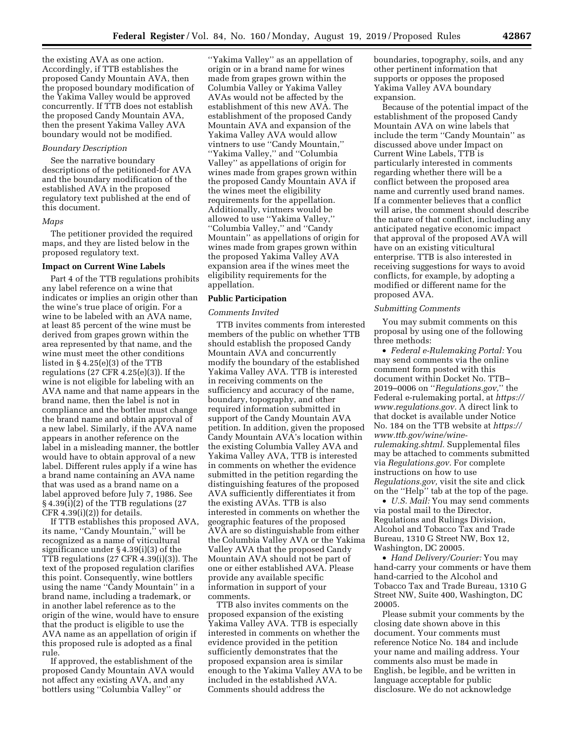the existing AVA as one action. Accordingly, if TTB establishes the proposed Candy Mountain AVA, then the proposed boundary modification of the Yakima Valley would be approved concurrently. If TTB does not establish the proposed Candy Mountain AVA, then the present Yakima Valley AVA boundary would not be modified.

*Boundary Description*

See the narrative boundary descriptions of the petitioned-for AVA and the boundary modification of the established AVA in the proposed regulatory text published at the end of this document.

*Maps*

The petitioner provided the required maps, and they are listed below in the proposed regulatory text.

**Impact on Current Wine Labels**

Part 4 of the TTB regulations prohibits any label reference on a wine that indicates or implies an origin other than the wine's true place of origin. For a wine to be labeled with an AVA name, at least 85 percent of the wine must be derived from grapes grown within the area represented by that name, and the wine must meet the other conditions listed in § 4.25(e)(3) of the TTB regulations (27 CFR 4.25(e)(3)). If the wine is not eligible for labeling with an AVA name and that name appears in the brand name, then the label is not in compliance and the bottler must change the brand name and obtain approval of a new label. Similarly, if the AVA name appears in another reference on the label in a misleading manner, the bottler would have to obtain approval of a new label. Different rules apply if a wine has a brand name containing an AVA name that was used as a brand name on a label approved before July 7, 1986. See § 4.39(i)(2) of the TTB regulations (27 CFR 4.39(i)(2)) for details.

If TTB establishes this proposed AVA, its name, "Candy Mountain," will be recognized as a name of viticultural significance under § 4.39(i)(3) of the TTB regulations (27 CFR 4.39(i)(3)). The text of the proposed regulation clarifies this point. Consequently, wine bottlers using the name "Candy Mountain" in a brand name, including a trademark, or in another label reference as to the origin of the wine, would have to ensure that the product is eligible to use the AVA name as an appellation of origin if this proposed rule is adopted as a final rule.

If approved, the establishment of the proposed Candy Mountain AVA would not affect any existing AVA, and any bottlers using "Columbia Valley" or "Yakima Valley" as an appellation of origin or in a brand name for wines made from grapes grown within the Columbia Valley or Yakima Valley AVAs would not be affected by the establishment of this new AVA. The establishment of the proposed Candy Mountain AVA and expansion of the Yakima Valley AVA would allow vintners to use "Candy Mountain," "Yakima Valley," and "Columbia Valley" as appellations of origin for wines made from grapes grown within the proposed Candy Mountain AVA if the wines meet the eligibility requirements for the appellation. Additionally, vintners would be allowed to use "Yakima Valley," "Columbia Valley," and "Candy Mountain" as appellations of origin for wines made from grapes grown within the proposed Yakima Valley AVA expansion area if the wines meet the eligibility requirements for the appellation.

**Public Participation**

*Comments Invited*

TTB invites comments from interested members of the public on whether TTB should establish the proposed Candy Mountain AVA and concurrently modify the boundary of the established Yakima Valley AVA. TTB is interested in receiving comments on the sufficiency and accuracy of the name, boundary, topography, and other required information submitted in support of the Candy Mountain AVA petition. In addition, given the proposed Candy Mountain AVA's location within the existing Columbia Valley AVA and Yakima Valley AVA, TTB is interested in comments on whether the evidence submitted in the petition regarding the distinguishing features of the proposed AVA sufficiently differentiates it from the existing AVAs. TTB is also interested in comments on whether the geographic features of the proposed AVA are so distinguishable from either the Columbia Valley AVA or the Yakima Valley AVA that the proposed Candy Mountain AVA should not be part of one or either established AVA. Please provide any available specific information in support of your comments.

TTB also invites comments on the proposed expansion of the existing Yakima Valley AVA. TTB is especially interested in comments on whether the evidence provided in the petition sufficiently demonstrates that the proposed expansion area is similar enough to the Yakima Valley AVA to be included in the established AVA. Comments should address the boundaries, topography, soils, and any other pertinent information that supports or opposes the proposed Yakima Valley AVA boundary expansion.

Because of the potential impact of the establishment of the proposed Candy Mountain AVA on wine labels that include the term "Candy Mountain" as discussed above under Impact on Current Wine Labels, TTB is particularly interested in comments regarding whether there will be a conflict between the proposed area name and currently used brand names. If a commenter believes that a conflict will arise, the comment should describe the nature of that conflict, including any anticipated negative economic impact that approval of the proposed AVA will have on an existing viticultural enterprise. TTB is also interested in receiving suggestions for ways to avoid conflicts, for example, by adopting a modified or different name for the proposed AVA.

*Submitting Comments*

You may submit comments on this proposal by using one of the following three methods:

• *Federal e-Rulemaking Portal:* You may send comments via the online comment form posted with this document within Docket No. TTB–2019–0006 on "*Regulations.gov,*" the Federal e-rulemaking portal, at *https://www.regulations.gov.* A direct link to that docket is available under Notice No. 184 on the TTB website at *https://www.ttb.gov/wine/wine-rulemaking.shtml.* Supplemental files may be attached to comments submitted via *Regulations.gov.* For complete instructions on how to use *Regulations.gov,* visit the site and click on the "Help" tab at the top of the page.

• *U.S. Mail:* You may send comments via postal mail to the Director, Regulations and Rulings Division, Alcohol and Tobacco Tax and Trade Bureau, 1310 G Street NW, Box 12, Washington, DC 20005.

• *Hand Delivery/Courier:* You may hand-carry your comments or have them hand-carried to the Alcohol and Tobacco Tax and Trade Bureau, 1310 G Street NW, Suite 400, Washington, DC 20005.

Please submit your comments by the closing date shown above in this document. Your comments must reference Notice No. 184 and include your name and mailing address. Your comments also must be made in English, be legible, and be written in language acceptable for public disclosure. We do not acknowledge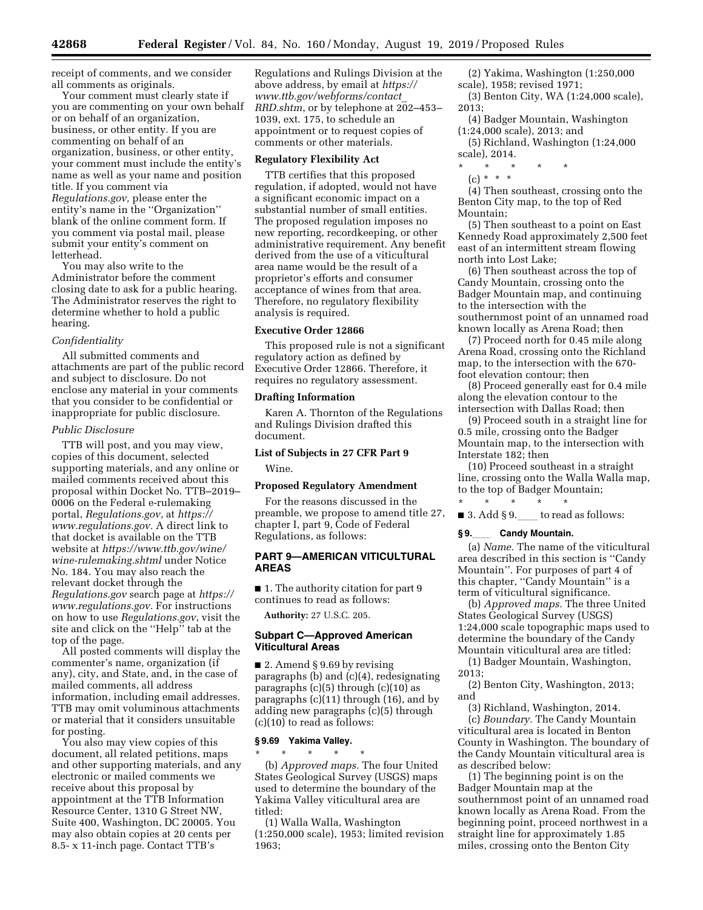receipt of comments, and we consider all comments as originals.

Your comment must clearly state if you are commenting on your own behalf or on behalf of an organization, business, or other entity. If you are commenting on behalf of an organization, business, or other entity, your comment must include the entity's name as well as your name and position title. If you comment via *Regulations.gov,* please enter the entity's name in the ''Organization'' blank of the online comment form. If you comment via postal mail, please submit your entity's comment on letterhead.

You may also write to the Administrator before the comment closing date to ask for a public hearing. The Administrator reserves the right to determine whether to hold a public hearing.

*Confidentiality*

All submitted comments and attachments are part of the public record and subject to disclosure. Do not enclose any material in your comments that you consider to be confidential or inappropriate for public disclosure.

*Public Disclosure*

TTB will post, and you may view, copies of this document, selected supporting materials, and any online or mailed comments received about this proposal within Docket No. TTB–2019–0006 on the Federal e-rulemaking portal, *Regulations.gov*, at *https://www.regulations.gov*. A direct link to that docket is available on the TTB website at *https://www.ttb.gov/wine/wine-rulemaking.shtml* under Notice No. 184. You may also reach the relevant docket through the *Regulations.gov* search page at *https://www.regulations.gov.* For instructions on how to use *Regulations.gov*, visit the site and click on the ''Help'' tab at the top of the page.

All posted comments will display the commenter's name, organization (if any), city, and State, and, in the case of mailed comments, all address information, including email addresses. TTB may omit voluminous attachments or material that it considers unsuitable for posting.

You also may view copies of this document, all related petitions, maps and other supporting materials, and any electronic or mailed comments we receive about this proposal by appointment at the TTB Information Resource Center, 1310 G Street NW, Suite 400, Washington, DC 20005. You may also obtain copies at 20 cents per 8.5- x 11-inch page. Contact TTB's Regulations and Rulings Division at the above address, by email at *https://www.ttb.gov/webforms/contact_RRD.shtm*, or by telephone at 202–453–1039, ext. 175, to schedule an appointment or to request copies of comments or other materials.

**Regulatory Flexibility Act**

TTB certifies that this proposed regulation, if adopted, would not have a significant economic impact on a substantial number of small entities. The proposed regulation imposes no new reporting, recordkeeping, or other administrative requirement. Any benefit derived from the use of a viticultural area name would be the result of a proprietor's efforts and consumer acceptance of wines from that area. Therefore, no regulatory flexibility analysis is required.

**Executive Order 12866**

This proposed rule is not a significant regulatory action as defined by Executive Order 12866. Therefore, it requires no regulatory assessment.

**Drafting Information**

Karen A. Thornton of the Regulations and Rulings Division drafted this document.

**List of Subjects in 27 CFR Part 9**

Wine.

**Proposed Regulatory Amendment**

For the reasons discussed in the preamble, we propose to amend title 27, chapter I, part 9, Code of Federal Regulations, as follows:

**PART 9—AMERICAN VITICULTURAL AREAS**

■ 1. The authority citation for part 9 continues to read as follows:

**Authority:** 27 U.S.C. 205.

**Subpart C—Approved American Viticultural Areas**

■ 2. Amend § 9.69 by revising paragraphs (b) and (c)(4), redesignating paragraphs (c)(5) through (c)(10) as paragraphs (c)(11) through (16), and by adding new paragraphs (c)(5) through (c)(10) to read as follows:

**§ 9.69 Yakima Valley.**

\* \* \* \* \*

(b) *Approved maps.* The four United States Geological Survey (USGS) maps used to determine the boundary of the Yakima Valley viticultural area are titled:

(1) Walla Walla, Washington (1:250,000 scale), 1953; limited revision 1963;

(2) Yakima, Washington (1:250,000 scale), 1958; revised 1971;

(3) Benton City, WA (1:24,000 scale), 2013;

(4) Badger Mountain, Washington (1:24,000 scale), 2013; and

(5) Richland, Washington (1:24,000 scale), 2014.

\* \* \* \* \*

(c) \* \* \*

(4) Then southeast, crossing onto the Benton City map, to the top of Red Mountain;

(5) Then southeast to a point on East Kennedy Road approximately 2,500 feet east of an intermittent stream flowing north into Lost Lake;

(6) Then southeast across the top of Candy Mountain, crossing onto the Badger Mountain map, and continuing to the intersection with the southernmost point of an unnamed road known locally as Arena Road; then

(7) Proceed north for 0.45 mile along Arena Road, crossing onto the Richland map, to the intersection with the 670-foot elevation contour; then

(8) Proceed generally east for 0.4 mile along the elevation contour to the intersection with Dallas Road; then

(9) Proceed south in a straight line for 0.5 mile, crossing onto the Badger Mountain map, to the intersection with Interstate 182; then

(10) Proceed southeast in a straight line, crossing onto the Walla Walla map, to the top of Badger Mountain;

\* \* \* \* \*

■ 3. Add § 9.\_\_\_\_ to read as follows:

**§ 9.\_\_\_\_ Candy Mountain.**

(a) *Name.* The name of the viticultural area described in this section is ''Candy Mountain''. For purposes of part 4 of this chapter, ''Candy Mountain'' is a term of viticultural significance.

(b) *Approved maps.* The three United States Geological Survey (USGS) 1:24,000 scale topographic maps used to determine the boundary of the Candy Mountain viticultural area are titled:

(1) Badger Mountain, Washington, 2013;

(2) Benton City, Washington, 2013; and

(3) Richland, Washington, 2014.

(c) *Boundary.* The Candy Mountain viticultural area is located in Benton County in Washington. The boundary of the Candy Mountain viticultural area is as described below:

(1) The beginning point is on the Badger Mountain map at the southernmost point of an unnamed road known locally as Arena Road. From the beginning point, proceed northwest in a straight line for approximately 1.85 miles, crossing onto the Benton City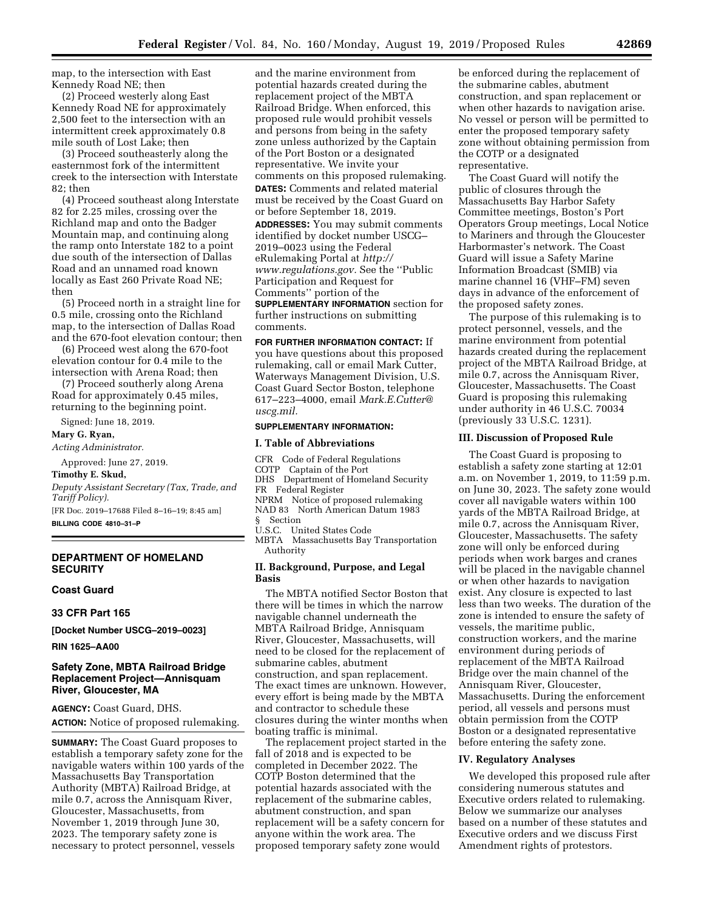map, to the intersection with East Kennedy Road NE; then

(2) Proceed westerly along East Kennedy Road NE for approximately 2,500 feet to the intersection with an intermittent creek approximately 0.8 mile south of Lost Lake; then

(3) Proceed southeasterly along the easternmost fork of the intermittent creek to the intersection with Interstate 82; then

(4) Proceed southeast along Interstate 82 for 2.25 miles, crossing over the Richland map and onto the Badger Mountain map, and continuing along the ramp onto Interstate 182 to a point due south of the intersection of Dallas Road and an unnamed road known locally as East 260 Private Road NE; then

(5) Proceed north in a straight line for 0.5 mile, crossing onto the Richland map, to the intersection of Dallas Road and the 670-foot elevation contour; then

(6) Proceed west along the 670-foot elevation contour for 0.4 mile to the intersection with Arena Road; then

(7) Proceed southerly along Arena Road for approximately 0.45 miles, returning to the beginning point.

Signed: June 18, 2019.

**Mary G. Ryan,**

*Acting Administrator.*

Approved: June 27, 2019.

**Timothy E. Skud,**

*Deputy Assistant Secretary (Tax, Trade, and Tariff Policy).*

[FR Doc. 2019–17688 Filed 8–16–19; 8:45 am]

**BILLING CODE 4810–31–P**

---

## DEPARTMENT OF HOMELAND SECURITY

### Coast Guard

### 33 CFR Part 165

**[Docket Number USCG–2019–0023]**

**RIN 1625–AA00**

### Safety Zone, MBTA Railroad Bridge Replacement Project—Annisquam River, Gloucester, MA

**AGENCY:** Coast Guard, DHS.

**ACTION:** Notice of proposed rulemaking.

**SUMMARY:** The Coast Guard proposes to establish a temporary safety zone for the navigable waters within 100 yards of the Massachusetts Bay Transportation Authority (MBTA) Railroad Bridge, at mile 0.7, across the Annisquam River, Gloucester, Massachusetts, from November 1, 2019 through June 30, 2023. The temporary safety zone is necessary to protect personnel, vessels and the marine environment from potential hazards created during the replacement project of the MBTA Railroad Bridge. When enforced, this proposed rule would prohibit vessels and persons from being in the safety zone unless authorized by the Captain of the Port Boston or a designated representative. We invite your comments on this proposed rulemaking.

**DATES:** Comments and related material must be received by the Coast Guard on or before September 18, 2019.

**ADDRESSES:** You may submit comments identified by docket number USCG–2019–0023 using the Federal eRulemaking Portal at *http://www.regulations.gov.* See the ''Public Participation and Request for Comments'' portion of the **SUPPLEMENTARY INFORMATION** section for further instructions on submitting comments.

**FOR FURTHER INFORMATION CONTACT:** If you have questions about this proposed rulemaking, call or email Mark Cutter, Waterways Management Division, U.S. Coast Guard Sector Boston, telephone 617–223–4000, email *Mark.E.Cutter@uscg.mil.*

**SUPPLEMENTARY INFORMATION:**

#### I. Table of Abbreviations

CFR Code of Federal Regulations
COTP Captain of the Port
DHS Department of Homeland Security
FR Federal Register
NPRM Notice of proposed rulemaking
NAD 83 North American Datum 1983
§ Section
U.S.C. United States Code
MBTA Massachusetts Bay Transportation Authority

#### II. Background, Purpose, and Legal Basis

The MBTA notified Sector Boston that there will be times in which the narrow navigable channel underneath the MBTA Railroad Bridge, Annisquam River, Gloucester, Massachusetts, will need to be closed for the replacement of submarine cables, abutment construction, and span replacement. The exact times are unknown. However, every effort is being made by the MBTA and contractor to schedule these closures during the winter months when boating traffic is minimal.

The replacement project started in the fall of 2018 and is expected to be completed in December 2022. The COTP Boston determined that the potential hazards associated with the replacement of the submarine cables, abutment construction, and span replacement will be a safety concern for anyone within the work area. The proposed temporary safety zone would be enforced during the replacement of the submarine cables, abutment construction, and span replacement or when other hazards to navigation arise. No vessel or person will be permitted to enter the proposed temporary safety zone without obtaining permission from the COTP or a designated representative.

The Coast Guard will notify the public of closures through the Massachusetts Bay Harbor Safety Committee meetings, Boston's Port Operators Group meetings, Local Notice to Mariners and through the Gloucester Harbormaster's network. The Coast Guard will issue a Safety Marine Information Broadcast (SMIB) via marine channel 16 (VHF–FM) seven days in advance of the enforcement of the proposed safety zones.

The purpose of this rulemaking is to protect personnel, vessels, and the marine environment from potential hazards created during the replacement project of the MBTA Railroad Bridge, at mile 0.7, across the Annisquam River, Gloucester, Massachusetts. The Coast Guard is proposing this rulemaking under authority in 46 U.S.C. 70034 (previously 33 U.S.C. 1231).

#### III. Discussion of Proposed Rule

The Coast Guard is proposing to establish a safety zone starting at 12:01 a.m. on November 1, 2019, to 11:59 p.m. on June 30, 2023. The safety zone would cover all navigable waters within 100 yards of the MBTA Railroad Bridge, at mile 0.7, across the Annisquam River, Gloucester, Massachusetts. The safety zone will only be enforced during periods when work barges and cranes will be placed in the navigable channel or when other hazards to navigation exist. Any closure is expected to last less than two weeks. The duration of the zone is intended to ensure the safety of vessels, the maritime public, construction workers, and the marine environment during periods of replacement of the MBTA Railroad Bridge over the main channel of the Annisquam River, Gloucester, Massachusetts. During the enforcement period, all vessels and persons must obtain permission from the COTP Boston or a designated representative before entering the safety zone.

#### IV. Regulatory Analyses

We developed this proposed rule after considering numerous statutes and Executive orders related to rulemaking. Below we summarize our analyses based on a number of these statutes and Executive orders and we discuss First Amendment rights of protestors.